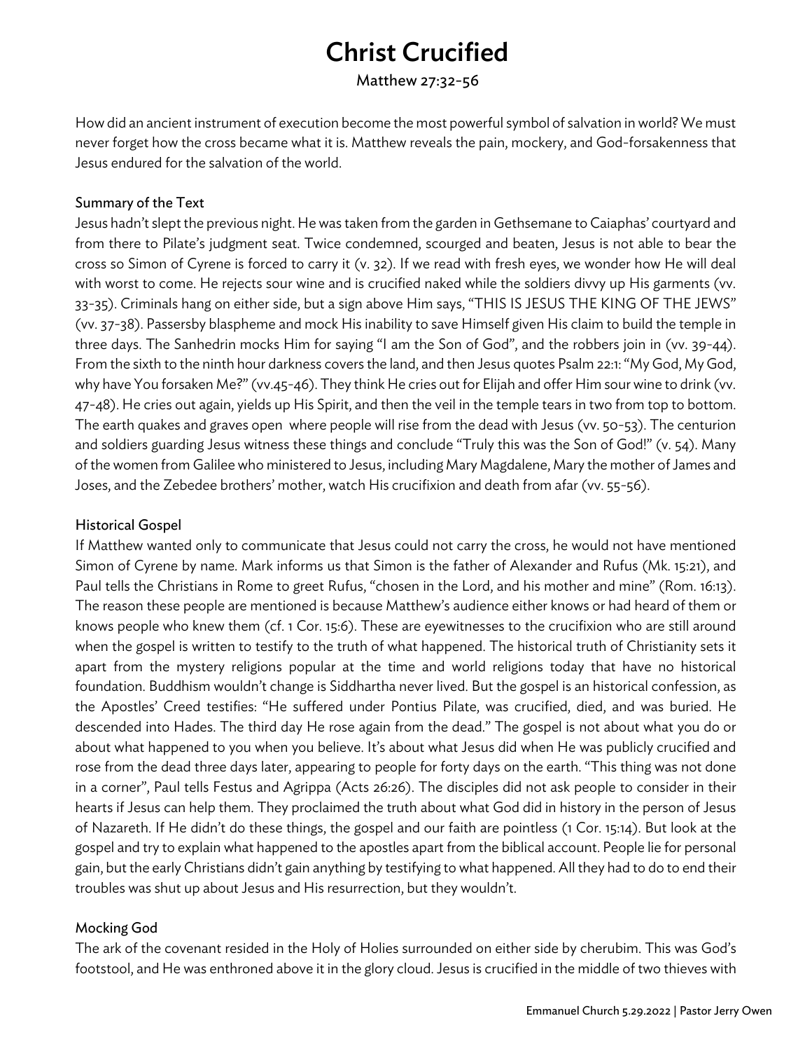# Christ Crucified

Matthew 27:32-56

How did an ancient instrument of execution become the most powerful symbol of salvation in world? We must never forget how the cross became what it is. Matthew reveals the pain, mockery, and God-forsakenness that Jesus endured for the salvation of the world.

### Summary of the Text

Jesus hadn't slept the previous night. He was taken from the garden in Gethsemane to Caiaphas' courtyard and from there to Pilate's judgment seat. Twice condemned, scourged and beaten, Jesus is not able to bear the cross so Simon of Cyrene is forced to carry it (v. 32). If we read with fresh eyes, we wonder how He will deal with worst to come. He rejects sour wine and is crucified naked while the soldiers divvy up His garments (vv. 33-35). Criminals hang on either side, but a sign above Him says, "THIS IS JESUS THE KING OF THE JEWS" (vv. 37-38). Passersby blaspheme and mock His inability to save Himself given His claim to build the temple in three days. The Sanhedrin mocks Him for saying "I am the Son of God", and the robbers join in (vv. 39-44). From the sixth to the ninth hour darkness covers the land, and then Jesus quotes Psalm 22:1: "My God, My God, why have You forsaken Me?" (vv.45-46). They think He cries out for Elijah and offer Him sour wine to drink (vv. 47-48). He cries out again, yields up His Spirit, and then the veil in the temple tears in two from top to bottom. The earth quakes and graves open where people will rise from the dead with Jesus (vv. 50-53). The centurion and soldiers guarding Jesus witness these things and conclude "Truly this was the Son of God!" (v. 54). Many of the women from Galilee who ministered to Jesus, including Mary Magdalene, Mary the mother of James and Joses, and the Zebedee brothers' mother, watch His crucifixion and death from afar (vv. 55-56).

### Historical Gospel

If Matthew wanted only to communicate that Jesus could not carry the cross, he would not have mentioned Simon of Cyrene by name. Mark informs us that Simon is the father of Alexander and Rufus (Mk. 15:21), and Paul tells the Christians in Rome to greet Rufus, "chosen in the Lord, and his mother and mine" (Rom. 16:13). The reason these people are mentioned is because Matthew's audience either knows or had heard of them or knows people who knew them (cf. 1 Cor. 15:6). These are eyewitnesses to the crucifixion who are still around when the gospel is written to testify to the truth of what happened. The historical truth of Christianity sets it apart from the mystery religions popular at the time and world religions today that have no historical foundation. Buddhism wouldn't change is Siddhartha never lived. But the gospel is an historical confession, as the Apostles' Creed testifies: "He suffered under Pontius Pilate, was crucified, died, and was buried. He descended into Hades. The third day He rose again from the dead." The gospel is not about what you do or about what happened to you when you believe. It's about what Jesus did when He was publicly crucified and rose from the dead three days later, appearing to people for forty days on the earth. "This thing was not done in a corner", Paul tells Festus and Agrippa (Acts 26:26). The disciples did not ask people to consider in their hearts if Jesus can help them. They proclaimed the truth about what God did in history in the person of Jesus of Nazareth. If He didn't do these things, the gospel and our faith are pointless (1 Cor. 15:14). But look at the gospel and try to explain what happened to the apostles apart from the biblical account. People lie for personal gain, but the early Christians didn't gain anything by testifying to what happened. All they had to do to end their troubles was shut up about Jesus and His resurrection, but they wouldn't.

### Mocking God

The ark of the covenant resided in the Holy of Holies surrounded on either side by cherubim. This was God's footstool, and He was enthroned above it in the glory cloud. Jesus is crucified in the middle of two thieves with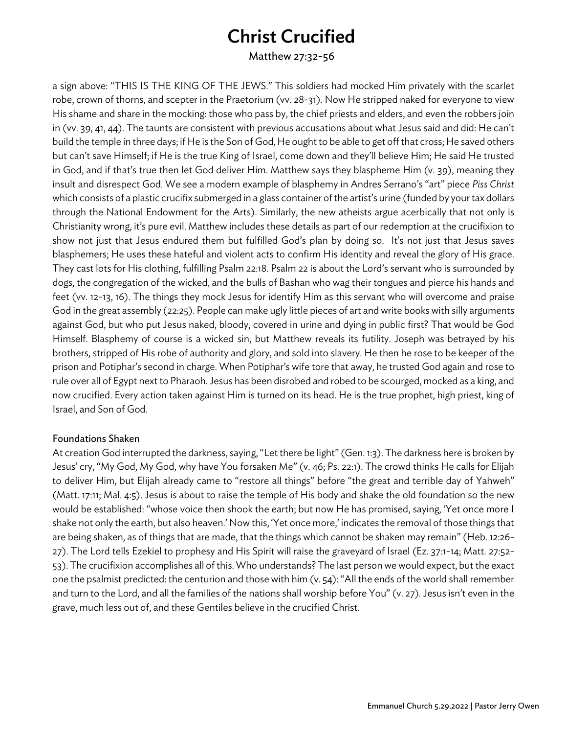# Christ Crucified

Matthew 27:32-56

a sign above: "THIS IS THE KING OF THE JEWS." This soldiers had mocked Him privately with the scarlet robe, crown of thorns, and scepter in the Praetorium (vv. 28-31). Now He stripped naked for everyone to view His shame and share in the mocking: those who pass by, the chief priests and elders, and even the robbers join in (vv. 39, 41, 44). The taunts are consistent with previous accusations about what Jesus said and did: He can't build the temple in three days; if He is the Son of God, He ought to be able to get off that cross; He saved others but can't save Himself; if He is the true King of Israel, come down and they'll believe Him; He said He trusted in God, and if that's true then let God deliver Him. Matthew says they blaspheme Him (v. 39), meaning they insult and disrespect God. We see a modern example of blasphemy in Andres Serrano's "art" piece *Piss Christ* which consists of a plastic crucifix submerged in a glass container of the artist's urine (funded by your tax dollars through the National Endowment for the Arts). Similarly, the new atheists argue acerbically that not only is Christianity wrong, it's pure evil. Matthew includes these details as part of our redemption at the crucifixion to show not just that Jesus endured them but fulfilled God's plan by doing so. It's not just that Jesus saves blasphemers; He uses these hateful and violent acts to confirm His identity and reveal the glory of His grace. They cast lots for His clothing, fulfilling Psalm 22:18. Psalm 22 is about the Lord's servant who is surrounded by dogs, the congregation of the wicked, and the bulls of Bashan who wag their tongues and pierce his hands and feet (vv. 12-13, 16). The things they mock Jesus for identify Him as this servant who will overcome and praise God in the great assembly (22:25). People can make ugly little pieces of art and write books with silly arguments against God, but who put Jesus naked, bloody, covered in urine and dying in public first? That would be God Himself. Blasphemy of course is a wicked sin, but Matthew reveals its futility. Joseph was betrayed by his brothers, stripped of His robe of authority and glory, and sold into slavery. He then he rose to be keeper of the prison and Potiphar's second in charge. When Potiphar's wife tore that away, he trusted God again and rose to rule over all of Egypt next to Pharaoh. Jesus has been disrobed and robed to be scourged, mocked as a king, and now crucified. Every action taken against Him is turned on its head. He is the true prophet, high priest, king of Israel, and Son of God.

## Foundations Shaken

At creation God interrupted the darkness, saying, "Let there be light" (Gen. 1:3). The darkness here is broken by Jesus' cry, "My God, My God, why have You forsaken Me" (v. 46; Ps. 22:1). The crowd thinks He calls for Elijah to deliver Him, but Elijah already came to "restore all things" before "the great and terrible day of Yahweh" (Matt. 17:11; Mal. 4:5). Jesus is about to raise the temple of His body and shake the old foundation so the new would be established: "whose voice then shook the earth; but now He has promised, saying, 'Yet once more I shake not only the earth, but also heaven.' Now this, 'Yet once more,' indicates the removal of those things that are being shaken, as of things that are made, that the things which cannot be shaken may remain" (Heb. 12:26-27). The Lord tells Ezekiel to prophesy and His Spirit will raise the graveyard of Israel (Ez. 37:1-14; Matt. 27:52-53). The crucifixion accomplishes all of this. Who understands? The last person we would expect, but the exact one the psalmist predicted: the centurion and those with him (v. 54): "All the ends of the world shall remember and turn to the Lord, and all the families of the nations shall worship before You" (v. 27). Jesus isn't even in the grave, much less out of, and these Gentiles believe in the crucified Christ.